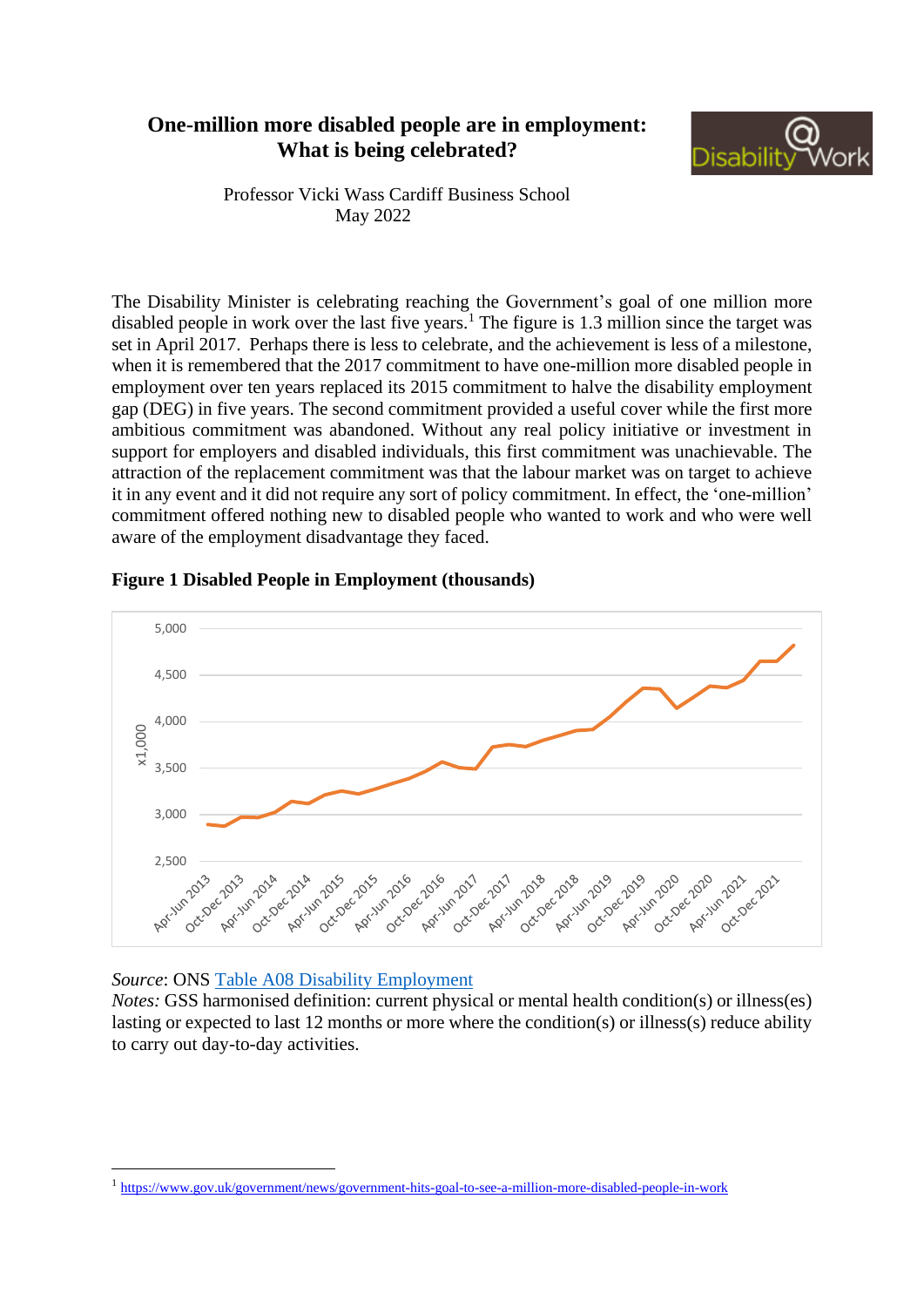# One-million more disabled people are in employment: What is being celebrated?

Professor Vicki Wass Cardiff Business School
May 2022

The Disability Minister is celebrating reaching the Government's goal of one million more disabled people in work over the last five years.[1] The figure is 1.3 million since the target was set in April 2017. Perhaps there is less to celebrate, and the achievement is less of a milestone, when it is remembered that the 2017 commitment to have one-million more disabled people in employment over ten years replaced its 2015 commitment to halve the disability employment gap (DEG) in five years. The second commitment provided a useful cover while the first more ambitious commitment was abandoned. Without any real policy initiative or investment in support for employers and disabled individuals, this first commitment was unachievable. The attraction of the replacement commitment was that the labour market was on target to achieve it in any event and it did not require any sort of policy commitment. In effect, the 'one-million' commitment offered nothing new to disabled people who wanted to work and who were well aware of the employment disadvantage they faced.

**Figure 1 Disabled People in Employment (thousands)**

*Source*: ONS [Table A08 Disability Employment]

*Notes:* GSS harmonised definition: current physical or mental health condition(s) or illness(es) lasting or expected to last 12 months or more where the condition(s) or illness(s) reduce ability to carry out day-to-day activities.

[1] https://www.gov.uk/government/news/government-hits-goal-to-see-a-million-more-disabled-people-in-work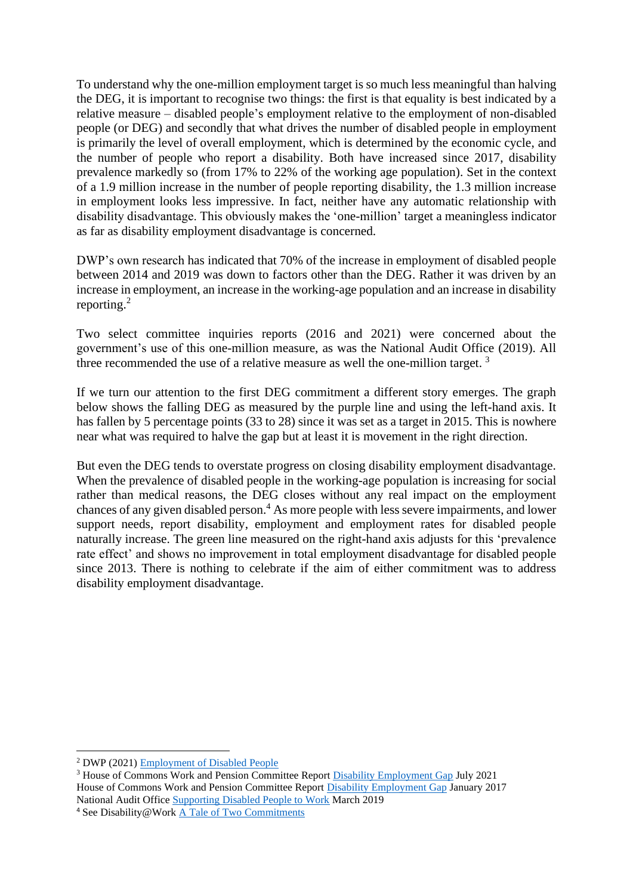To understand why the one-million employment target is so much less meaningful than halving the DEG, it is important to recognise two things: the first is that equality is best indicated by a relative measure – disabled people's employment relative to the employment of non-disabled people (or DEG) and secondly that what drives the number of disabled people in employment is primarily the level of overall employment, which is determined by the economic cycle, and the number of people who report a disability. Both have increased since 2017, disability prevalence markedly so (from 17% to 22% of the working age population). Set in the context of a 1.9 million increase in the number of people reporting disability, the 1.3 million increase in employment looks less impressive. In fact, neither have any automatic relationship with disability disadvantage. This obviously makes the 'one-million' target a meaningless indicator as far as disability employment disadvantage is concerned.

DWP's own research has indicated that 70% of the increase in employment of disabled people between 2014 and 2019 was down to factors other than the DEG. Rather it was driven by an increase in employment, an increase in the working-age population and an increase in disability reporting.[2]

Two select committee inquiries reports (2016 and 2021) were concerned about the government's use of this one-million measure, as was the National Audit Office (2019). All three recommended the use of a relative measure as well the one-million target. [3]

If we turn our attention to the first DEG commitment a different story emerges. The graph below shows the falling DEG as measured by the purple line and using the left-hand axis. It has fallen by 5 percentage points (33 to 28) since it was set as a target in 2015. This is nowhere near what was required to halve the gap but at least it is movement in the right direction.

But even the DEG tends to overstate progress on closing disability employment disadvantage. When the prevalence of disabled people in the working-age population is increasing for social rather than medical reasons, the DEG closes without any real impact on the employment chances of any given disabled person.[4] As more people with less severe impairments, and lower support needs, report disability, employment and employment rates for disabled people naturally increase. The green line measured on the right-hand axis adjusts for this 'prevalence rate effect' and shows no improvement in total employment disadvantage for disabled people since 2013. There is nothing to celebrate if the aim of either commitment was to address disability employment disadvantage.

---

[2] DWP (2021) Employment of Disabled People

[3] House of Commons Work and Pension Committee Report Disability Employment Gap July 2021
House of Commons Work and Pension Committee Report Disability Employment Gap January 2017
National Audit Office Supporting Disabled People to Work March 2019

[4] See Disability@Work A Tale of Two Commitments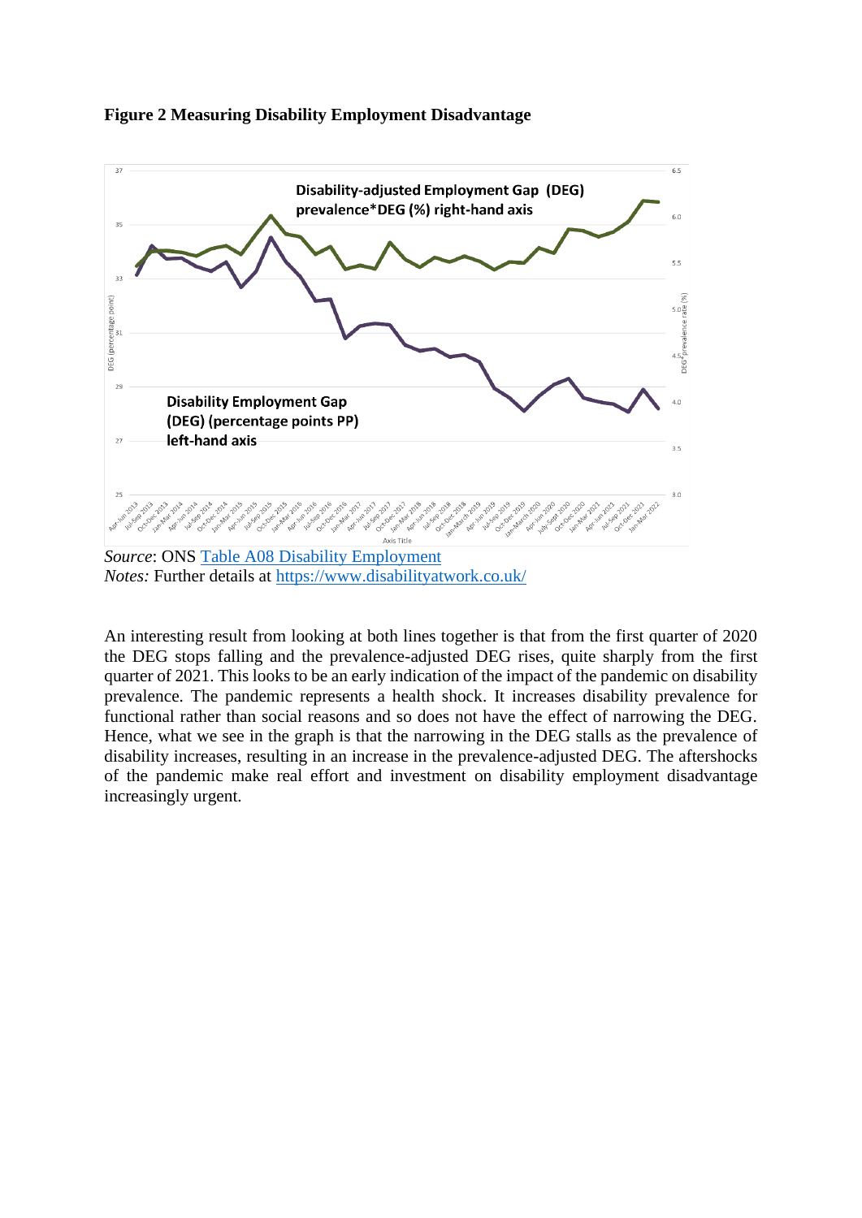**Figure 2 Measuring Disability Employment Disadvantage**

Disability-adjusted Employment Gap (DEG)
prevalence*DEG (%) right-hand axis

Disability Employment Gap
(DEG) (percentage points PP)
left-hand axis

37
35
33
31
29
27
25

6.5
6.0
5.5
5.0
4.5
4.0
3.5
3.0

DEG (percentage point)

DEG prevalence rate (%)

Apr-Jun 2013, Jul-Sep 2013, Oct-Dec 2013, Jan-Mar 2014, Apr-Jun 2014, Jul-Sep 2014, Oct-Dec 2014, Jan-Mar 2015, Apr-Jun 2015, Jul-Sep 2015, Oct-Dec 2015, Jan-Mar 2016, Apr-Jun 2016, Jul-Sep 2016, Oct-Dec 2016, Jan-Mar 2017, Apr-Jun 2017, Jul-Sep 2017, Oct-Dec 2017, Jan-Mar 2018, Apr-Jun 2018, Jul-Sep 2018, Oct-Dec 2018, Jan-March 2019, Apr-Jun 2019, Jul-Sep 2019, Oct-Dec 2019, Jan-March 2020, Apr-Jun 2020, July-Sept 2020, Oct-Dec 2020, Jan-Mar 2021, Apr-Jun 2021, Jul-Sep 2021, Oct-Dec 2021, Jan-Mar 2022

Axis Title

*Source*: ONS [Table A08 Disability Employment]
*Notes:* Further details at https://www.disabilityatwork.co.uk/

An interesting result from looking at both lines together is that from the first quarter of 2020 the DEG stops falling and the prevalence-adjusted DEG rises, quite sharply from the first quarter of 2021. This looks to be an early indication of the impact of the pandemic on disability prevalence. The pandemic represents a health shock. It increases disability prevalence for functional rather than social reasons and so does not have the effect of narrowing the DEG. Hence, what we see in the graph is that the narrowing in the DEG stalls as the prevalence of disability increases, resulting in an increase in the prevalence-adjusted DEG. The aftershocks of the pandemic make real effort and investment on disability employment disadvantage increasingly urgent.